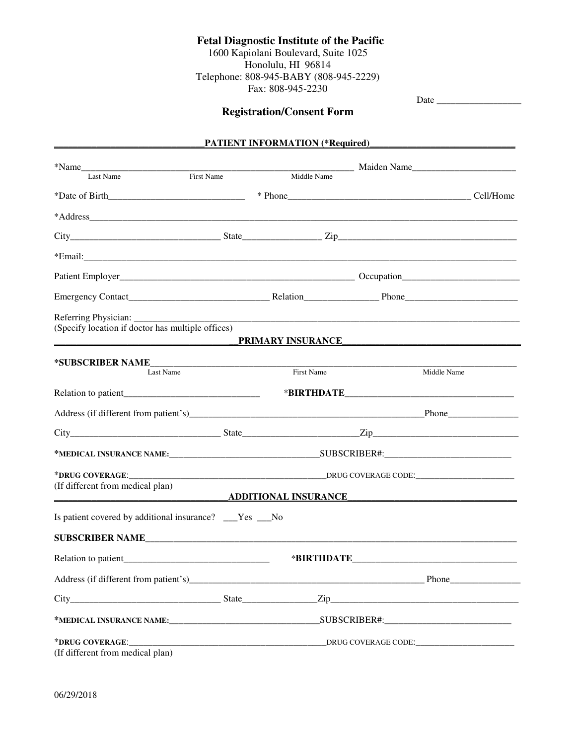**Fetal Diagnostic Institute of the Pacific**
1600 Kapiolani Boulevard, Suite 1025
Honolulu, HI 96814
Telephone: 808-945-BABY (808-945-2229)
Fax: 808-945-2230

Date _________________

## Registration/Consent Form

### PATIENT INFORMATION (*Required)

*Name_______________________________________________ Maiden Name_____________________
Last Name First Name Middle Name

*Date of Birth___________________________ * Phone_____________________________________ Cell/Home

*Address___________________________________________________________________________________

City______________________________ State________________ Zip______________________________________

*Email:_____________________________________________________________________________________

Patient Employer___________________________________________________ Occupation________________________

Emergency Contact_____________________________ Relation_______________ Phone_______________________

Referring Physician: ______________________________________________________________________________
(Specify location if doctor has multiple offices)

### PRIMARY INSURANCE

***SUBSCRIBER NAME**________________________________________________________________________
Last Name First Name Middle Name

Relation to patient____________________________ ***BIRTHDATE**___________________________________

Address (if different from patient's)__________________________________________________Phone_______________

City_______________________________ State________________________Zip_______________________________

***MEDICAL INSURANCE NAME:**________________________________SUBSCRIBER#:___________________________

***DRUG COVERAGE**:______________________________________________DRUG COVERAGE CODE:_______________________
(If different from medical plan)

### ADDITIONAL INSURANCE

Is patient covered by additional insurance? ___Yes ___No

**SUBSCRIBER NAME**_________________________________________________________________________________

Relation to patient______________________________ ***BIRTHDATE**___________________________________

Address (if different from patient's)____________________________________________________ Phone_______________

City_______________________________ State_______________Zip__________________________________________

***MEDICAL INSURANCE NAME:**________________________________SUBSCRIBER#:___________________________

***DRUG COVERAGE**:______________________________________________DRUG COVERAGE CODE:_______________________
(If different from medical plan)

06/29/2018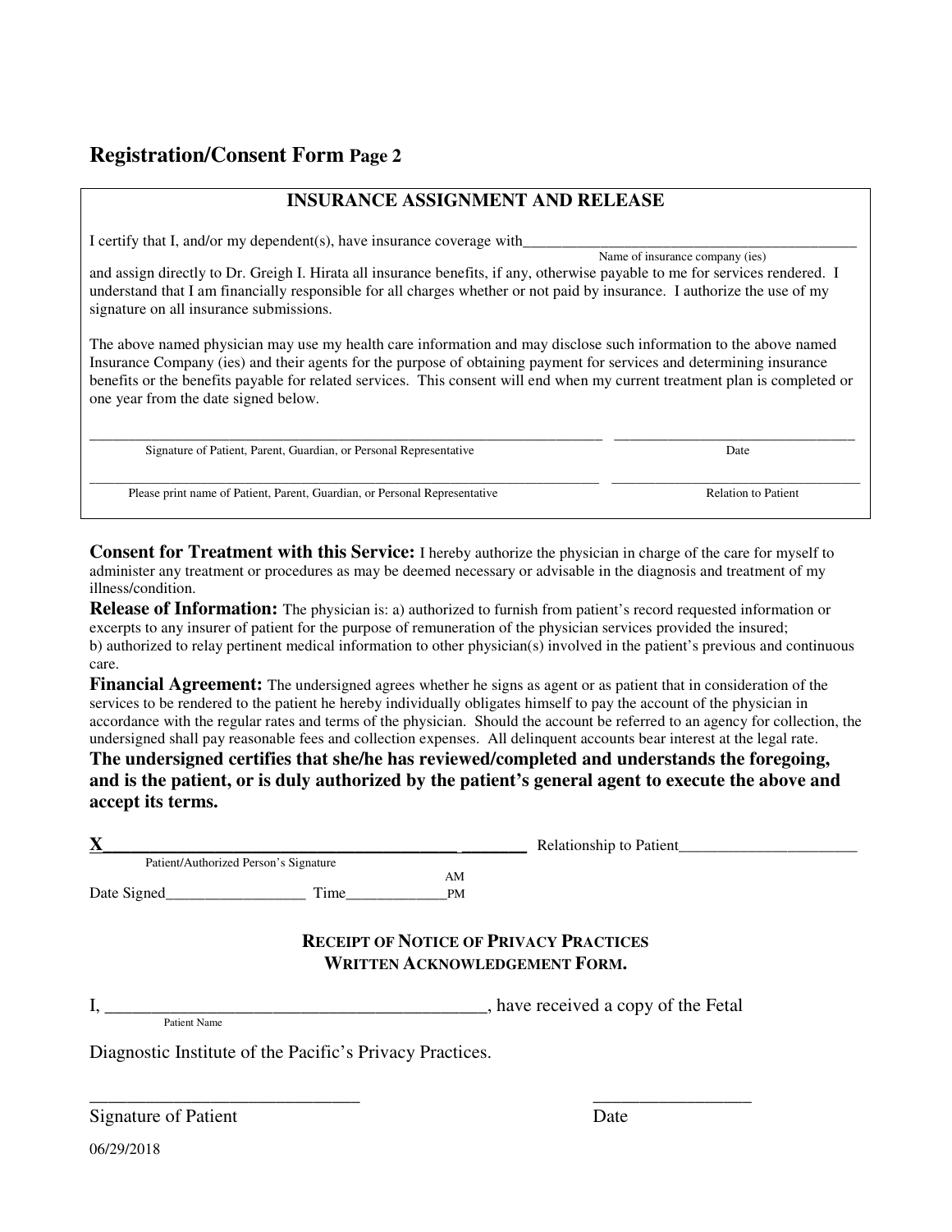## Registration/Consent Form Page 2

### INSURANCE ASSIGNMENT AND RELEASE

I certify that I, and/or my dependent(s), have insurance coverage with_____________________________________________
Name of insurance company (ies)

and assign directly to Dr. Greigh I. Hirata all insurance benefits, if any, otherwise payable to me for services rendered. I understand that I am financially responsible for all charges whether or not paid by insurance. I authorize the use of my signature on all insurance submissions.

The above named physician may use my health care information and may disclose such information to the above named Insurance Company (ies) and their agents for the purpose of obtaining payment for services and determining insurance benefits or the benefits payable for related services. This consent will end when my current treatment plan is completed or one year from the date signed below.

______________________________________________________________________ ________________________________
Signature of Patient, Parent, Guardian, or Personal Representative Date

______________________________________________________________________ ________________________________
Please print name of Patient, Parent, Guardian, or Personal Representative Relation to Patient

**Consent for Treatment with this Service:** I hereby authorize the physician in charge of the care for myself to administer any treatment or procedures as may be deemed necessary or advisable in the diagnosis and treatment of my illness/condition.

**Release of Information:** The physician is: a) authorized to furnish from patient's record requested information or excerpts to any insurer of patient for the purpose of remuneration of the physician services provided the insured;
b) authorized to relay pertinent medical information to other physician(s) involved in the patient's previous and continuous care.

**Financial Agreement:** The undersigned agrees whether he signs as agent or as patient that in consideration of the services to be rendered to the patient he hereby individually obligates himself to pay the account of the physician in accordance with the regular rates and terms of the physician. Should the account be referred to an agency for collection, the undersigned shall pay reasonable fees and collection expenses. All delinquent accounts bear interest at the legal rate.

**The undersigned certifies that she/he has reviewed/completed and understands the foregoing, and is the patient, or is duly authorized by the patient's general agent to execute the above and accept its terms.**

X___________________________________________ Relationship to Patient_______________________
Patient/Authorized Person's Signature

Date Signed__________________ Time_____________ AM / PM

### RECEIPT OF NOTICE OF PRIVACY PRACTICES WRITTEN ACKNOWLEDGEMENT FORM.

I, ____________________________________________, have received a copy of the Fetal
Patient Name

Diagnostic Institute of the Pacific's Privacy Practices.

______________________________ _________________
Signature of Patient Date

06/29/2018